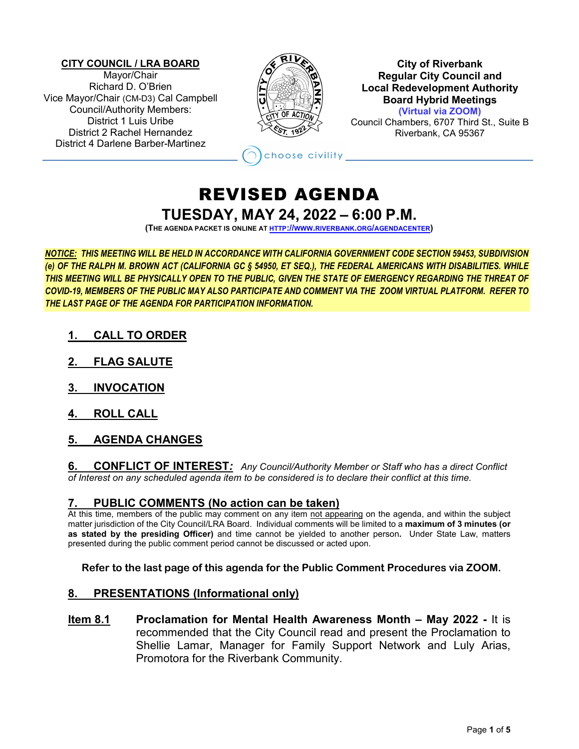**CITY COUNCIL / LRA BOARD**
Mayor/Chair
Richard D. O'Brien
Vice Mayor/Chair (CM-D3) Cal Campbell
Council/Authority Members:
District 1 Luis Uribe
District 2 Rachel Hernandez
District 4 Darlene Barber-Martinez

**City of Riverbank**
**Regular City Council and**
**Local Redevelopment Authority**
**Board Hybrid Meetings**
**(Virtual via ZOOM)**
Council Chambers, 6707 Third St., Suite B
Riverbank, CA 95367

choose civility

# REVISED AGENDA

## TUESDAY, MAY 24, 2022 – 6:00 P.M.

**(THE AGENDA PACKET IS ONLINE AT [HTTP://WWW.RIVERBANK.ORG/AGENDACENTER](http://www.riverbank.org/agendacenter))**

***NOTICE: THIS MEETING WILL BE HELD IN ACCORDANCE WITH CALIFORNIA GOVERNMENT CODE SECTION 59453, SUBDIVISION (e) OF THE RALPH M. BROWN ACT (CALIFORNIA GC § 54950, ET SEQ.), THE FEDERAL AMERICANS WITH DISABILITIES. WHILE THIS MEETING WILL BE PHYSICALLY OPEN TO THE PUBLIC, GIVEN THE STATE OF EMERGENCY REGARDING THE THREAT OF COVID-19, MEMBERS OF THE PUBLIC MAY ALSO PARTICIPATE AND COMMENT VIA THE ZOOM VIRTUAL PLATFORM. REFER TO THE LAST PAGE OF THE AGENDA FOR PARTICIPATION INFORMATION.***

### 1. CALL TO ORDER

### 2. FLAG SALUTE

### 3. INVOCATION

### 4. ROLL CALL

### 5. AGENDA CHANGES

### 6. CONFLICT OF INTEREST:

*Any Council/Authority Member or Staff who has a direct Conflict of Interest on any scheduled agenda item to be considered is to declare their conflict at this time.*

### 7. PUBLIC COMMENTS (No action can be taken)

At this time, members of the public may comment on any item not appearing on the agenda, and within the subject matter jurisdiction of the City Council/LRA Board. Individual comments will be limited to a **maximum of 3 minutes (or as stated by the presiding Officer)** and time cannot be yielded to another person**.** Under State Law, matters presented during the public comment period cannot be discussed or acted upon.

**Refer to the last page of this agenda for the Public Comment Procedures via ZOOM.**

### 8. PRESENTATIONS (Informational only)

**Item 8.1** **Proclamation for Mental Health Awareness Month – May 2022 -** It is recommended that the City Council read and present the Proclamation to Shellie Lamar, Manager for Family Support Network and Luly Arias, Promotora for the Riverbank Community.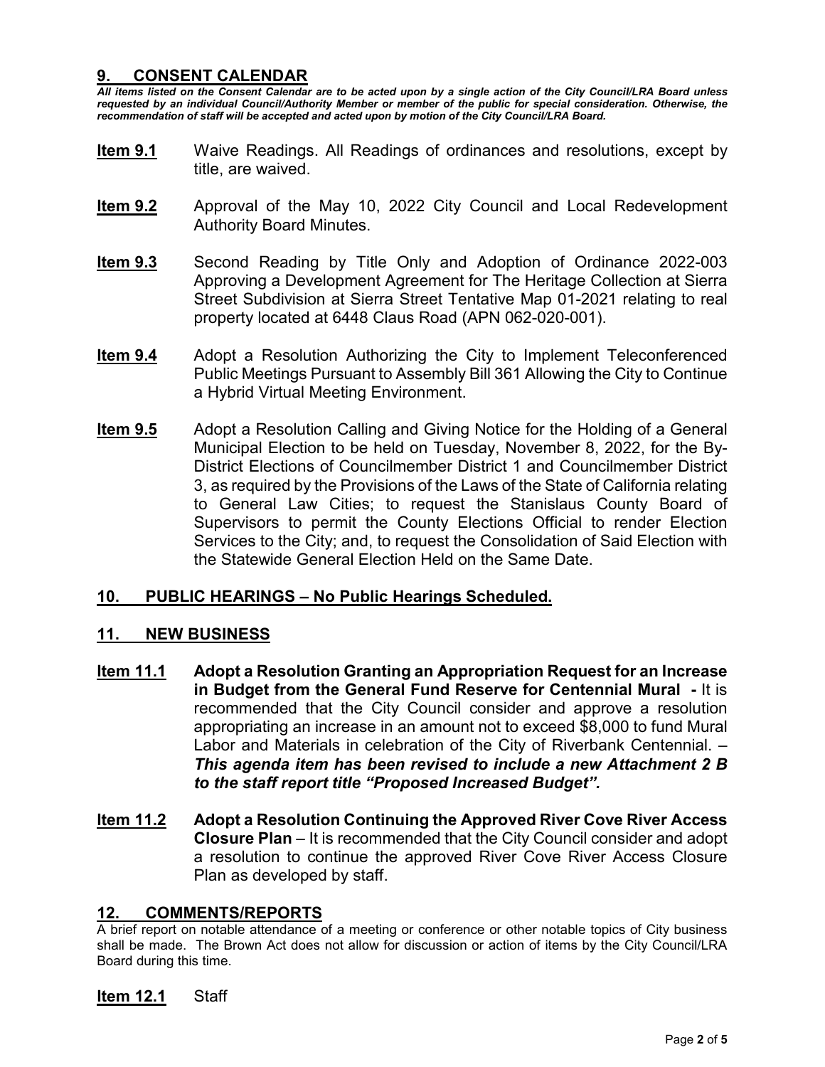## 9. CONSENT CALENDAR

***All items listed on the Consent Calendar are to be acted upon by a single action of the City Council/LRA Board unless requested by an individual Council/Authority Member or member of the public for special consideration. Otherwise, the recommendation of staff will be accepted and acted upon by motion of the City Council/LRA Board.***

**Item 9.1** Waive Readings. All Readings of ordinances and resolutions, except by title, are waived.

**Item 9.2** Approval of the May 10, 2022 City Council and Local Redevelopment Authority Board Minutes.

**Item 9.3** Second Reading by Title Only and Adoption of Ordinance 2022-003 Approving a Development Agreement for The Heritage Collection at Sierra Street Subdivision at Sierra Street Tentative Map 01-2021 relating to real property located at 6448 Claus Road (APN 062-020-001).

**Item 9.4** Adopt a Resolution Authorizing the City to Implement Teleconferenced Public Meetings Pursuant to Assembly Bill 361 Allowing the City to Continue a Hybrid Virtual Meeting Environment.

**Item 9.5** Adopt a Resolution Calling and Giving Notice for the Holding of a General Municipal Election to be held on Tuesday, November 8, 2022, for the By-District Elections of Councilmember District 1 and Councilmember District 3, as required by the Provisions of the Laws of the State of California relating to General Law Cities; to request the Stanislaus County Board of Supervisors to permit the County Elections Official to render Election Services to the City; and, to request the Consolidation of Said Election with the Statewide General Election Held on the Same Date.

## 10. PUBLIC HEARINGS – No Public Hearings Scheduled.

## 11. NEW BUSINESS

**Item 11.1** **Adopt a Resolution Granting an Appropriation Request for an Increase in Budget from the General Fund Reserve for Centennial Mural -** It is recommended that the City Council consider and approve a resolution appropriating an increase in an amount not to exceed $8,000 to fund Mural Labor and Materials in celebration of the City of Riverbank Centennial. – ***This agenda item has been revised to include a new Attachment 2 B to the staff report title "Proposed Increased Budget".***

**Item 11.2** **Adopt a Resolution Continuing the Approved River Cove River Access Closure Plan** – It is recommended that the City Council consider and adopt a resolution to continue the approved River Cove River Access Closure Plan as developed by staff.

## 12. COMMENTS/REPORTS

A brief report on notable attendance of a meeting or conference or other notable topics of City business shall be made. The Brown Act does not allow for discussion or action of items by the City Council/LRA Board during this time.

**Item 12.1** Staff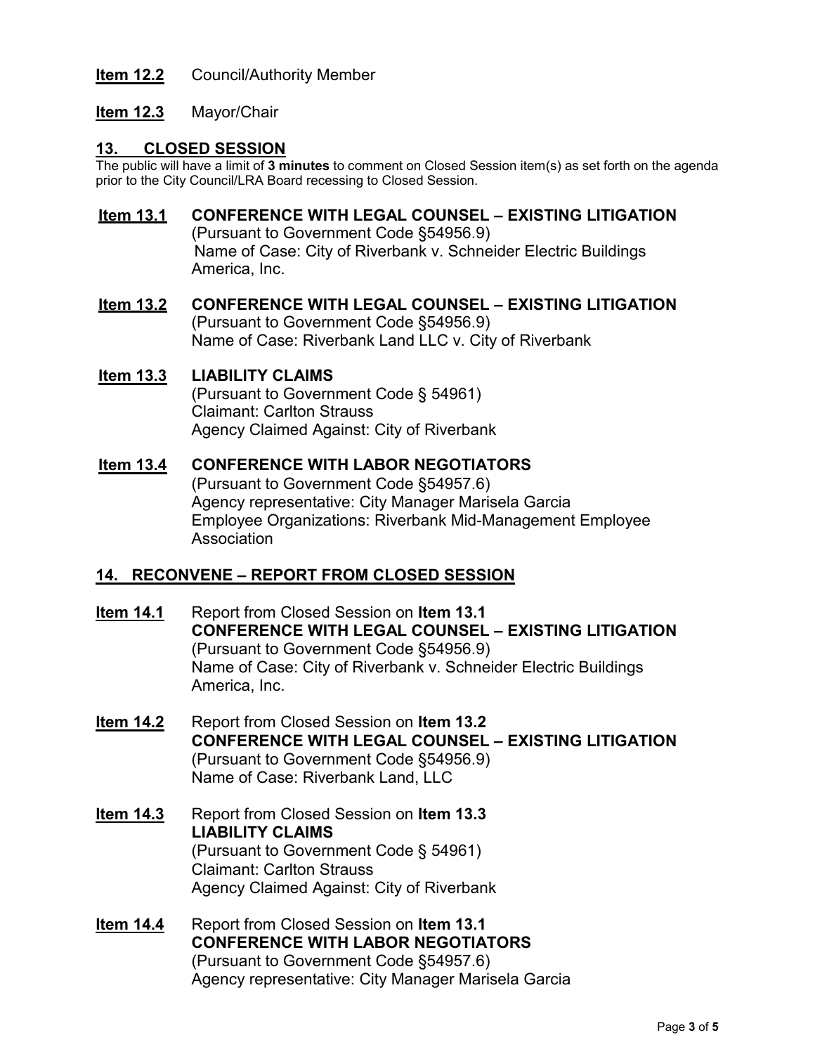**Item 12.2** Council/Authority Member

**Item 12.3** Mayor/Chair

## 13. CLOSED SESSION

The public will have a limit of **3 minutes** to comment on Closed Session item(s) as set forth on the agenda prior to the City Council/LRA Board recessing to Closed Session.

**Item 13.1** **CONFERENCE WITH LEGAL COUNSEL – EXISTING LITIGATION**
(Pursuant to Government Code §54956.9)
Name of Case: City of Riverbank v. Schneider Electric Buildings America, Inc.

**Item 13.2** **CONFERENCE WITH LEGAL COUNSEL – EXISTING LITIGATION**
(Pursuant to Government Code §54956.9)
Name of Case: Riverbank Land LLC v. City of Riverbank

**Item 13.3** **LIABILITY CLAIMS**
(Pursuant to Government Code § 54961)
Claimant: Carlton Strauss
Agency Claimed Against: City of Riverbank

**Item 13.4** **CONFERENCE WITH LABOR NEGOTIATORS**
(Pursuant to Government Code §54957.6)
Agency representative: City Manager Marisela Garcia
Employee Organizations: Riverbank Mid-Management Employee Association

## 14. RECONVENE – REPORT FROM CLOSED SESSION

**Item 14.1** Report from Closed Session on **Item 13.1**
**CONFERENCE WITH LEGAL COUNSEL – EXISTING LITIGATION**
(Pursuant to Government Code §54956.9)
Name of Case: City of Riverbank v. Schneider Electric Buildings America, Inc.

**Item 14.2** Report from Closed Session on **Item 13.2**
**CONFERENCE WITH LEGAL COUNSEL – EXISTING LITIGATION**
(Pursuant to Government Code §54956.9)
Name of Case: Riverbank Land, LLC

**Item 14.3** Report from Closed Session on **Item 13.3**
**LIABILITY CLAIMS**
(Pursuant to Government Code § 54961)
Claimant: Carlton Strauss
Agency Claimed Against: City of Riverbank

**Item 14.4** Report from Closed Session on **Item 13.1**
**CONFERENCE WITH LABOR NEGOTIATORS**
(Pursuant to Government Code §54957.6)
Agency representative: City Manager Marisela Garcia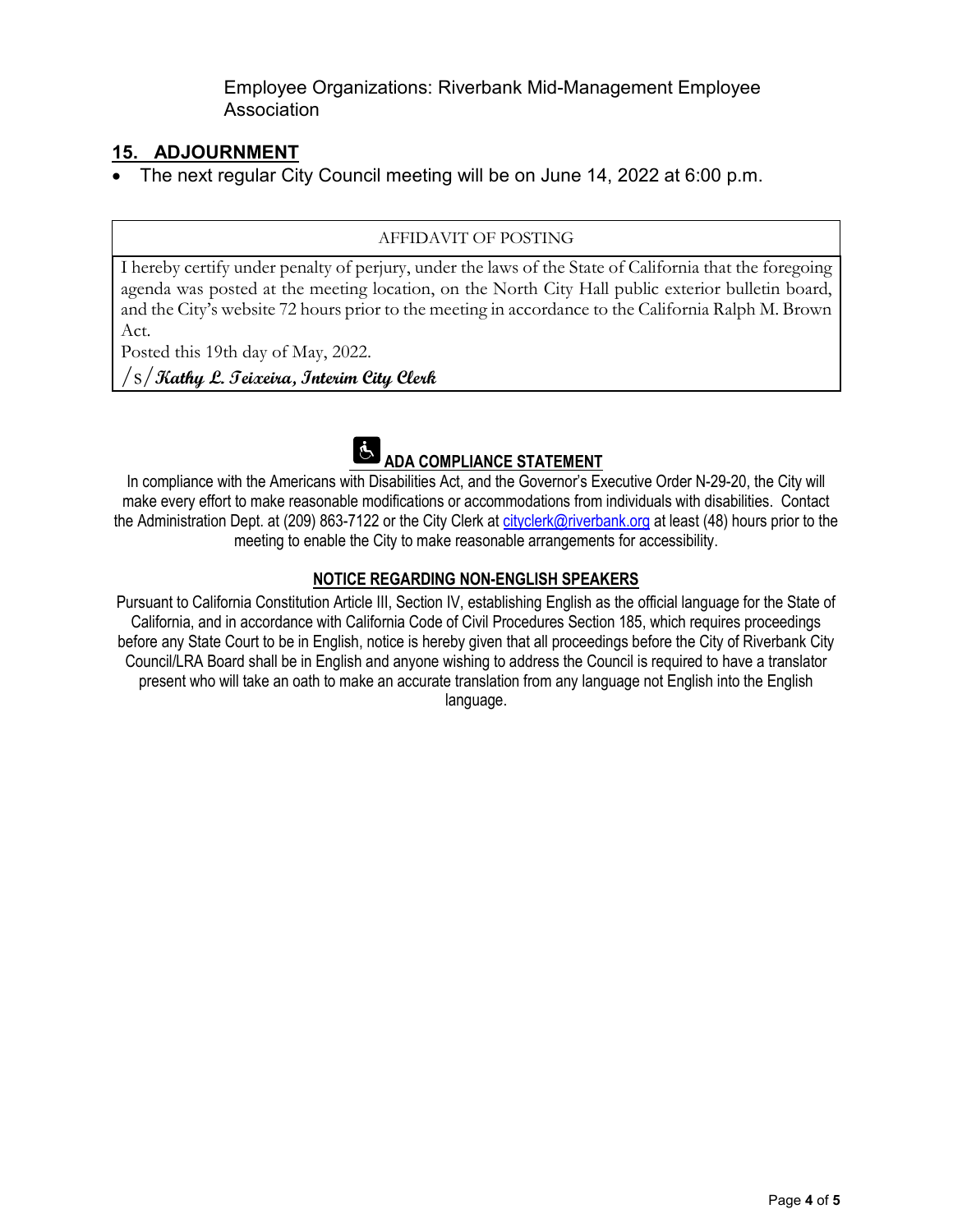Employee Organizations: Riverbank Mid-Management Employee Association

## 15. ADJOURNMENT

- The next regular City Council meeting will be on June 14, 2022 at 6:00 p.m.

| AFFIDAVIT OF POSTING |
|---|
| I hereby certify under penalty of perjury, under the laws of the State of California that the foregoing agenda was posted at the meeting location, on the North City Hall public exterior bulletin board, and the City's website 72 hours prior to the meeting in accordance to the California Ralph M. Brown Act.<br>Posted this 19th day of May, 2022.<br>/s/ ***Kathy L. Teixeira, Interim City Clerk*** |

### ADA COMPLIANCE STATEMENT

In compliance with the Americans with Disabilities Act, and the Governor's Executive Order N-29-20, the City will make every effort to make reasonable modifications or accommodations from individuals with disabilities. Contact the Administration Dept. at (209) 863-7122 or the City Clerk at cityclerk@riverbank.org at least (48) hours prior to the meeting to enable the City to make reasonable arrangements for accessibility.

### NOTICE REGARDING NON-ENGLISH SPEAKERS

Pursuant to California Constitution Article III, Section IV, establishing English as the official language for the State of California, and in accordance with California Code of Civil Procedures Section 185, which requires proceedings before any State Court to be in English, notice is hereby given that all proceedings before the City of Riverbank City Council/LRA Board shall be in English and anyone wishing to address the Council is required to have a translator present who will take an oath to make an accurate translation from any language not English into the English language.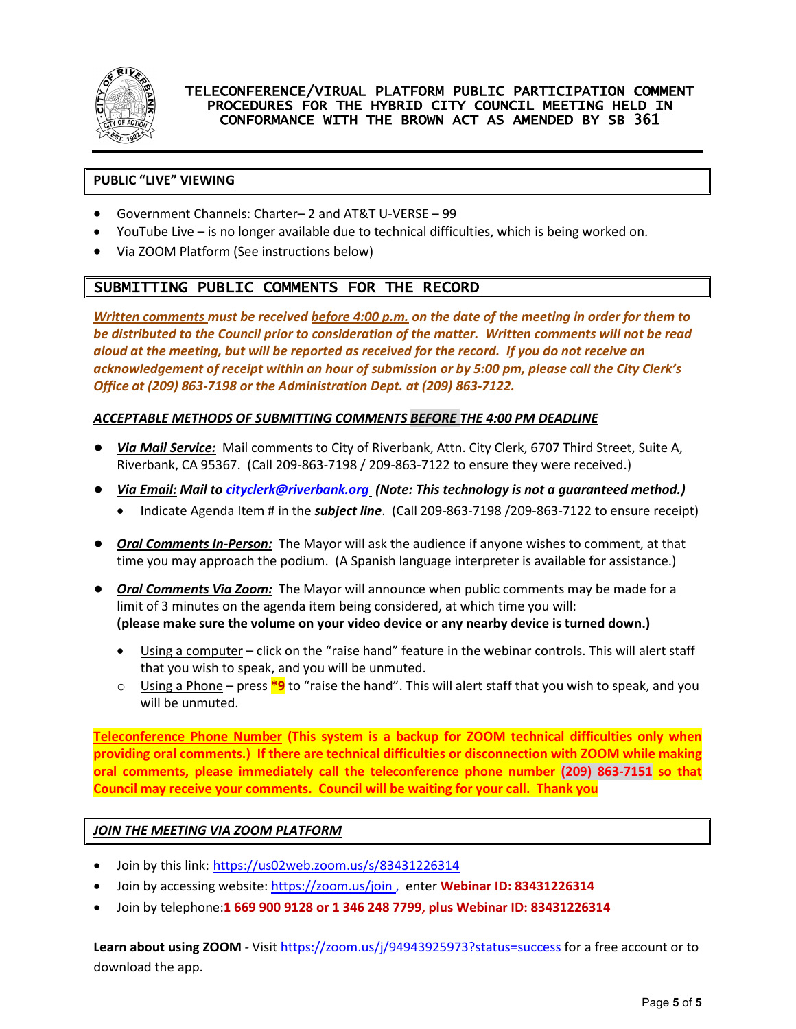# TELECONFERENCE/VIRUAL PLATFORM PUBLIC PARTICIPATION COMMENT PROCEDURES FOR THE HYBRID CITY COUNCIL MEETING HELD IN CONFORMANCE WITH THE BROWN ACT AS AMENDED BY SB 361

## PUBLIC "LIVE" VIEWING

- Government Channels: Charter– 2 and AT&T U-VERSE – 99
- YouTube Live – is no longer available due to technical difficulties, which is being worked on.
- Via ZOOM Platform (See instructions below)

## SUBMITTING PUBLIC COMMENTS FOR THE RECORD

***Written comments must be received before 4:00 p.m. on the date of the meeting in order for them to be distributed to the Council prior to consideration of the matter. Written comments will not be read aloud at the meeting, but will be reported as received for the record. If you do not receive an acknowledgement of receipt within an hour of submission or by 5:00 pm, please call the City Clerk's Office at (209) 863-7198 or the Administration Dept. at (209) 863-7122.***

***ACCEPTABLE METHODS OF SUBMITTING COMMENTS BEFORE THE 4:00 PM DEADLINE***

- ***Via Mail Service:*** Mail comments to City of Riverbank, Attn. City Clerk, 6707 Third Street, Suite A, Riverbank, CA 95367. (Call 209-863-7198 / 209-863-7122 to ensure they were received.)
- ***Via Email:*** ***Mail to cityclerk@riverbank.org (Note: This technology is not a guaranteed method.)***
  - Indicate Agenda Item # in the ***subject line***. (Call 209-863-7198 /209-863-7122 to ensure receipt)
- ***Oral Comments In-Person:*** The Mayor will ask the audience if anyone wishes to comment, at that time you may approach the podium. (A Spanish language interpreter is available for assistance.)
- ***Oral Comments Via Zoom:*** The Mayor will announce when public comments may be made for a limit of 3 minutes on the agenda item being considered, at which time you will: **(please make sure the volume on your video device or any nearby device is turned down.)**
  - Using a computer – click on the "raise hand" feature in the webinar controls. This will alert staff that you wish to speak, and you will be unmuted.
  - Using a Phone – press **\*9** to "raise the hand". This will alert staff that you wish to speak, and you will be unmuted.

**Teleconference Phone Number (This system is a backup for ZOOM technical difficulties only when providing oral comments.) If there are technical difficulties or disconnection with ZOOM while making oral comments, please immediately call the teleconference phone number (209) 863-7151 so that Council may receive your comments. Council will be waiting for your call. Thank you**

## *JOIN THE MEETING VIA ZOOM PLATFORM*

- Join by this link: https://us02web.zoom.us/s/83431226314
- Join by accessing website: https://zoom.us/join , enter **Webinar ID: 83431226314**
- Join by telephone:**1 669 900 9128 or 1 346 248 7799, plus Webinar ID: 83431226314**

**Learn about using ZOOM** - Visit https://zoom.us/j/94943925973?status=success for a free account or to download the app.